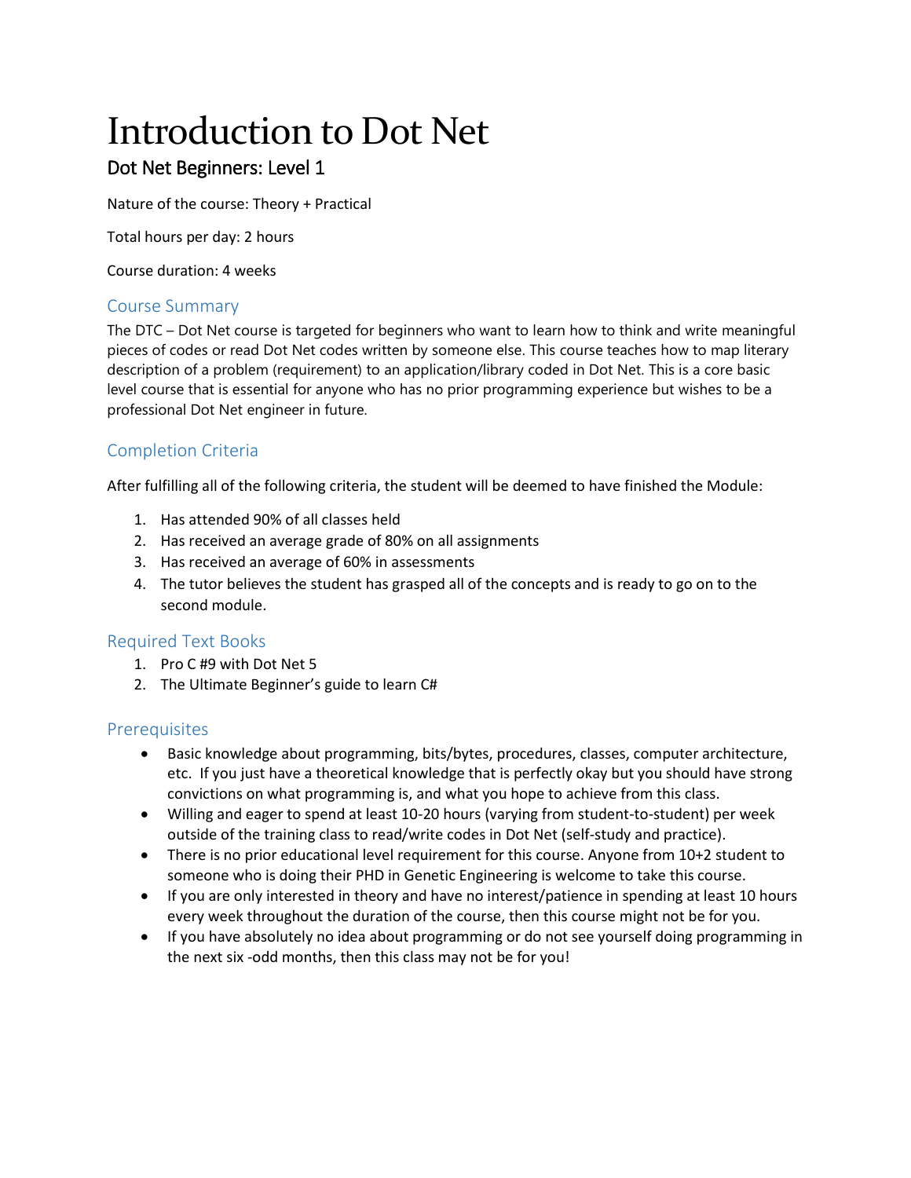# Introduction to Dot Net

## Dot Net Beginners: Level 1

Nature of the course: Theory + Practical

Total hours per day: 2 hours

Course duration: 4 weeks

### Course Summary

The DTC – Dot Net course is targeted for beginners who want to learn how to think and write meaningful pieces of codes or read Dot Net codes written by someone else. This course teaches how to map literary description of a problem (requirement) to an application/library coded in Dot Net. This is a core basic level course that is essential for anyone who has no prior programming experience but wishes to be a professional Dot Net engineer in future.

### Completion Criteria

After fulfilling all of the following criteria, the student will be deemed to have finished the Module:

1. Has attended 90% of all classes held
2. Has received an average grade of 80% on all assignments
3. Has received an average of 60% in assessments
4. The tutor believes the student has grasped all of the concepts and is ready to go on to the second module.

### Required Text Books

1. Pro C #9 with Dot Net 5
2. The Ultimate Beginner's guide to learn C#

### Prerequisites

- Basic knowledge about programming, bits/bytes, procedures, classes, computer architecture, etc. If you just have a theoretical knowledge that is perfectly okay but you should have strong convictions on what programming is, and what you hope to achieve from this class.
- Willing and eager to spend at least 10-20 hours (varying from student-to-student) per week outside of the training class to read/write codes in Dot Net (self-study and practice).
- There is no prior educational level requirement for this course. Anyone from 10+2 student to someone who is doing their PHD in Genetic Engineering is welcome to take this course.
- If you are only interested in theory and have no interest/patience in spending at least 10 hours every week throughout the duration of the course, then this course might not be for you.
- If you have absolutely no idea about programming or do not see yourself doing programming in the next six -odd months, then this class may not be for you!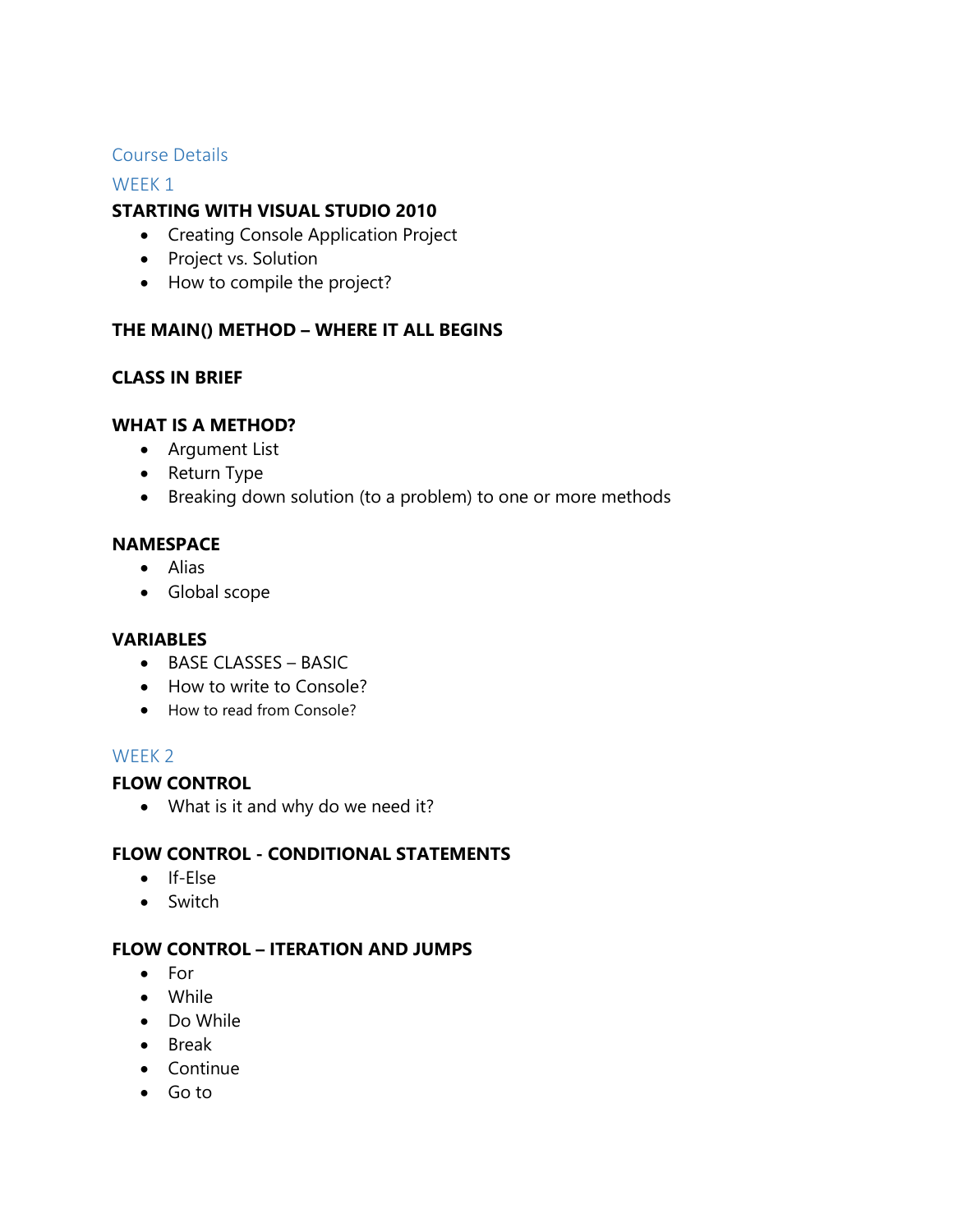# Course Details

## WEEK 1

### STARTING WITH VISUAL STUDIO 2010

- Creating Console Application Project
- Project vs. Solution
- How to compile the project?

### THE MAIN() METHOD – WHERE IT ALL BEGINS

### CLASS IN BRIEF

### WHAT IS A METHOD?

- Argument List
- Return Type
- Breaking down solution (to a problem) to one or more methods

### NAMESPACE

- Alias
- Global scope

### VARIABLES

- BASE CLASSES – BASIC
- How to write to Console?
- How to read from Console?

## WEEK 2

### FLOW CONTROL

- What is it and why do we need it?

### FLOW CONTROL - CONDITIONAL STATEMENTS

- If-Else
- Switch

### FLOW CONTROL – ITERATION AND JUMPS

- For
- While
- Do While
- Break
- Continue
- Go to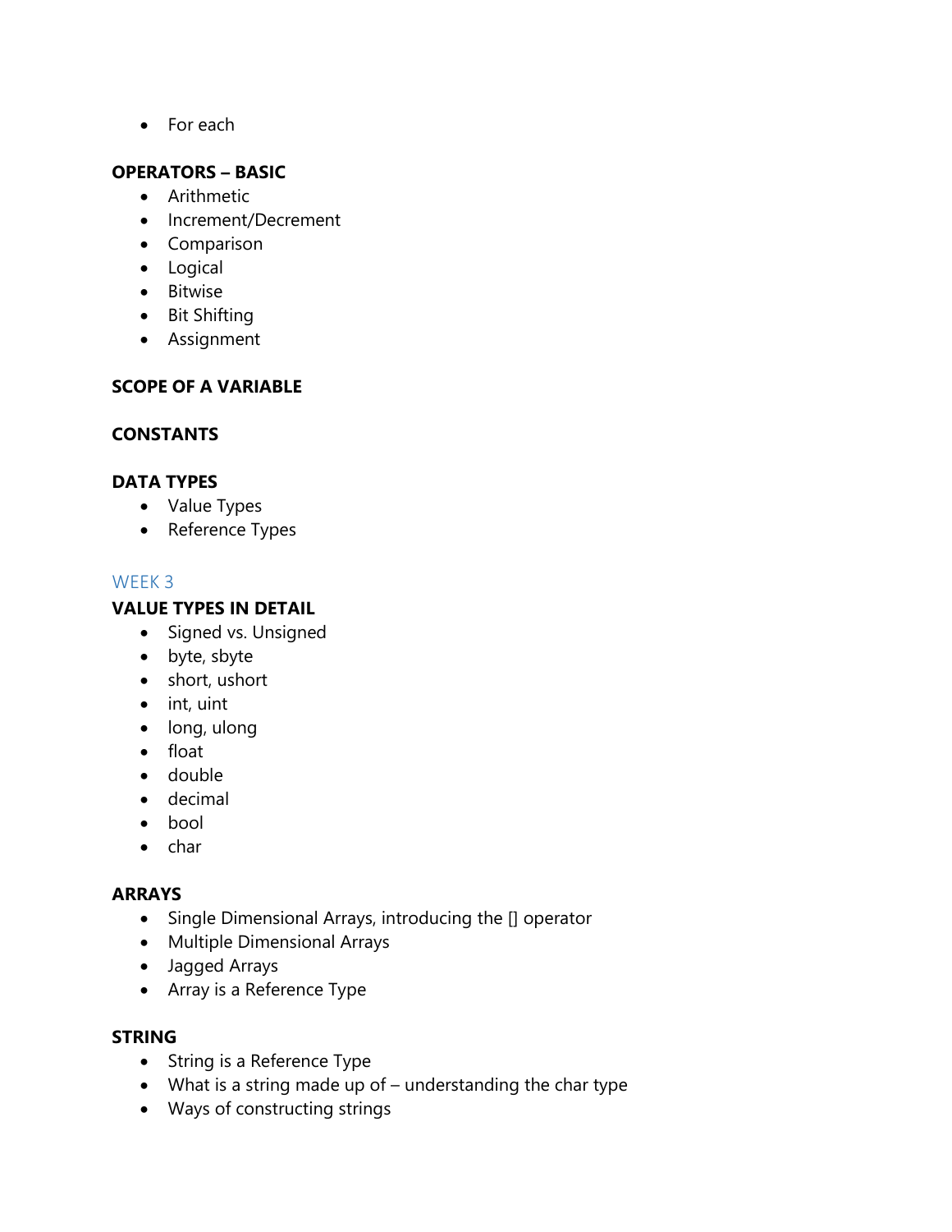- For each

**OPERATORS – BASIC**

- Arithmetic
- Increment/Decrement
- Comparison
- Logical
- Bitwise
- Bit Shifting
- Assignment

**SCOPE OF A VARIABLE**

**CONSTANTS**

**DATA TYPES**

- Value Types
- Reference Types

## WEEK 3

**VALUE TYPES IN DETAIL**

- Signed vs. Unsigned
- byte, sbyte
- short, ushort
- int, uint
- long, ulong
- float
- double
- decimal
- bool
- char

**ARRAYS**

- Single Dimensional Arrays, introducing the [] operator
- Multiple Dimensional Arrays
- Jagged Arrays
- Array is a Reference Type

**STRING**

- String is a Reference Type
- What is a string made up of – understanding the char type
- Ways of constructing strings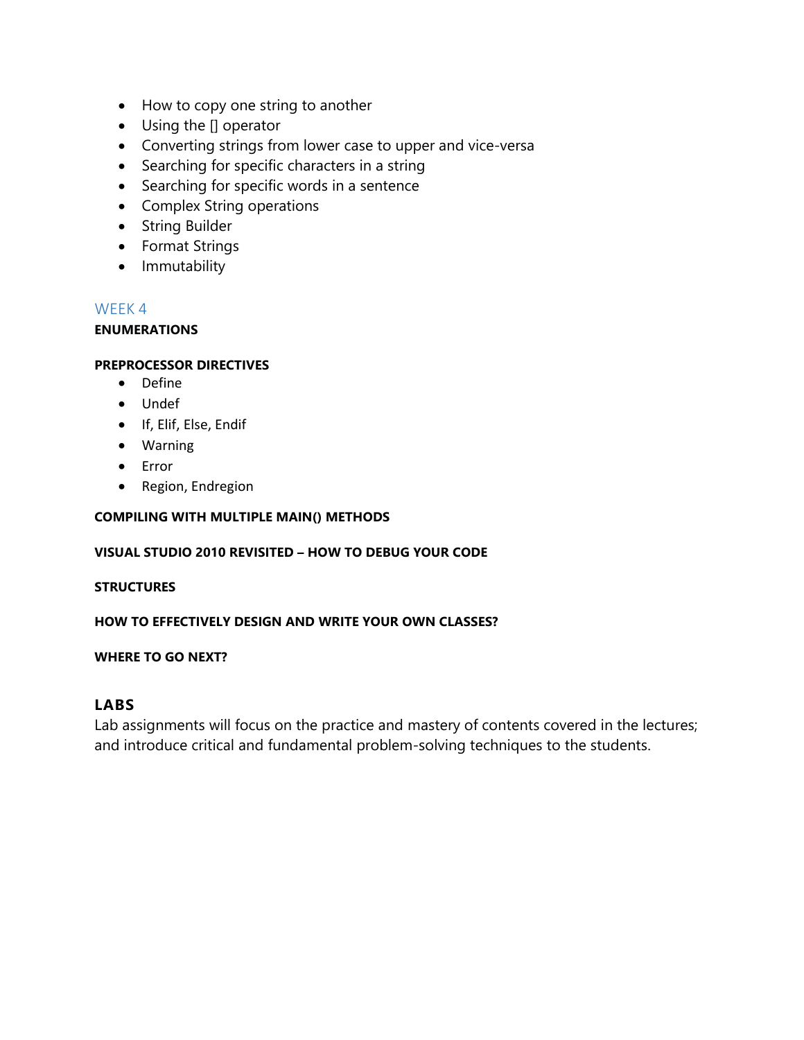- How to copy one string to another
- Using the [] operator
- Converting strings from lower case to upper and vice-versa
- Searching for specific characters in a string
- Searching for specific words in a sentence
- Complex String operations
- String Builder
- Format Strings
- Immutability

## WEEK 4

**ENUMERATIONS**

**PREPROCESSOR DIRECTIVES**

- Define
- Undef
- If, Elif, Else, Endif
- Warning
- Error
- Region, Endregion

**COMPILING WITH MULTIPLE MAIN() METHODS**

**VISUAL STUDIO 2010 REVISITED – HOW TO DEBUG YOUR CODE**

**STRUCTURES**

**HOW TO EFFECTIVELY DESIGN AND WRITE YOUR OWN CLASSES?**

**WHERE TO GO NEXT?**

### LABS

Lab assignments will focus on the practice and mastery of contents covered in the lectures; and introduce critical and fundamental problem-solving techniques to the students.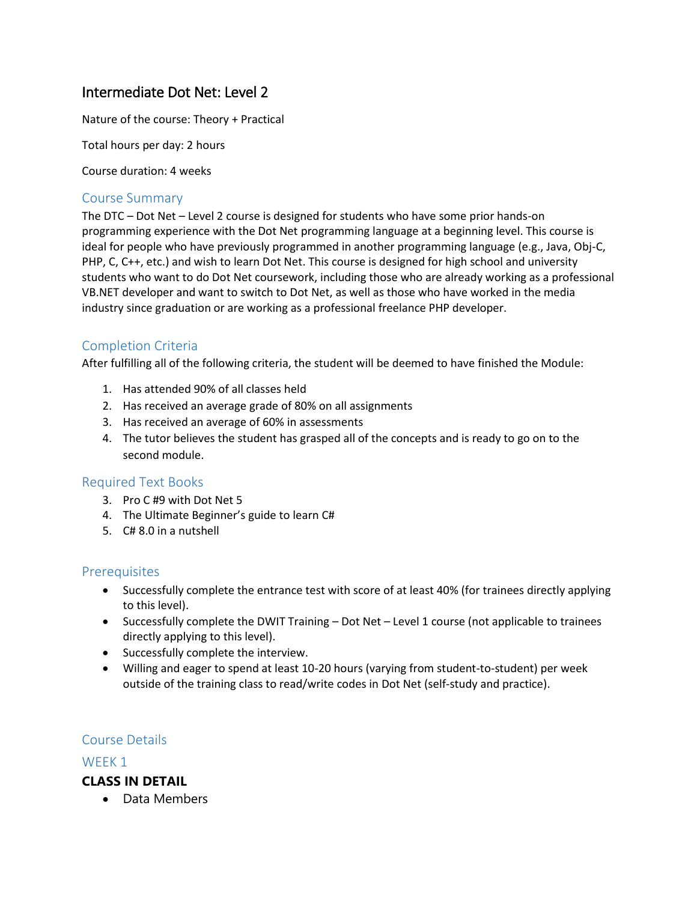# Intermediate Dot Net: Level 2

Nature of the course: Theory + Practical

Total hours per day: 2 hours

Course duration: 4 weeks

## Course Summary

The DTC – Dot Net – Level 2 course is designed for students who have some prior hands-on programming experience with the Dot Net programming language at a beginning level. This course is ideal for people who have previously programmed in another programming language (e.g., Java, Obj-C, PHP, C, C++, etc.) and wish to learn Dot Net. This course is designed for high school and university students who want to do Dot Net coursework, including those who are already working as a professional VB.NET developer and want to switch to Dot Net, as well as those who have worked in the media industry since graduation or are working as a professional freelance PHP developer.

## Completion Criteria

After fulfilling all of the following criteria, the student will be deemed to have finished the Module:

1. Has attended 90% of all classes held
2. Has received an average grade of 80% on all assignments
3. Has received an average of 60% in assessments
4. The tutor believes the student has grasped all of the concepts and is ready to go on to the second module.

## Required Text Books

3. Pro C #9 with Dot Net 5
4. The Ultimate Beginner's guide to learn C#
5. C# 8.0 in a nutshell

## Prerequisites

- Successfully complete the entrance test with score of at least 40% (for trainees directly applying to this level).
- Successfully complete the DWIT Training – Dot Net – Level 1 course (not applicable to trainees directly applying to this level).
- Successfully complete the interview.
- Willing and eager to spend at least 10-20 hours (varying from student-to-student) per week outside of the training class to read/write codes in Dot Net (self-study and practice).

## Course Details

### WEEK 1

**CLASS IN DETAIL**

- Data Members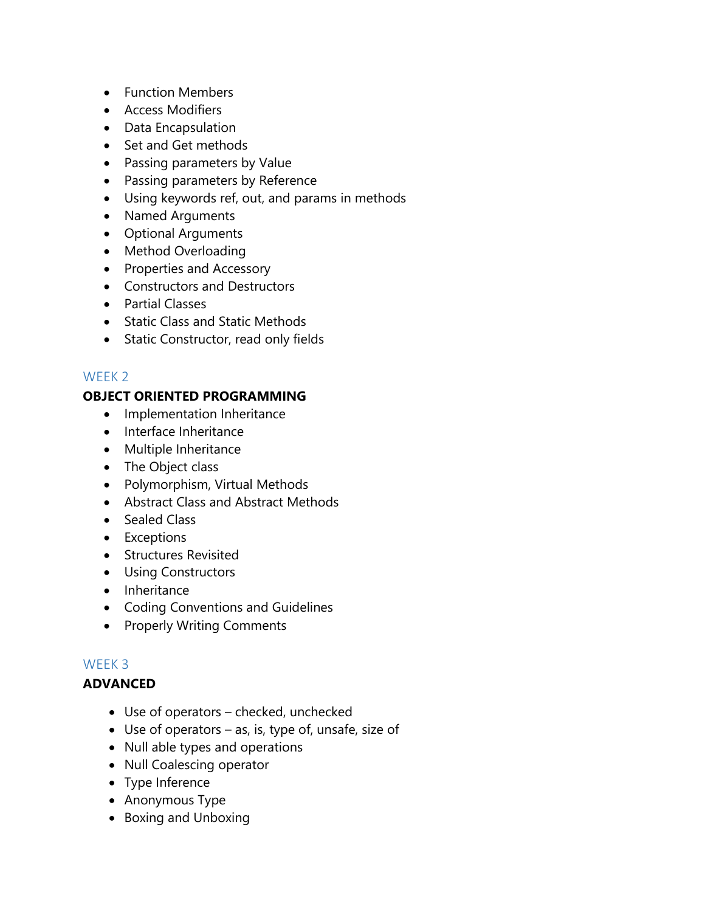- Function Members
- Access Modifiers
- Data Encapsulation
- Set and Get methods
- Passing parameters by Value
- Passing parameters by Reference
- Using keywords ref, out, and params in methods
- Named Arguments
- Optional Arguments
- Method Overloading
- Properties and Accessory
- Constructors and Destructors
- Partial Classes
- Static Class and Static Methods
- Static Constructor, read only fields

## WEEK 2

**OBJECT ORIENTED PROGRAMMING**

- Implementation Inheritance
- Interface Inheritance
- Multiple Inheritance
- The Object class
- Polymorphism, Virtual Methods
- Abstract Class and Abstract Methods
- Sealed Class
- Exceptions
- Structures Revisited
- Using Constructors
- Inheritance
- Coding Conventions and Guidelines
- Properly Writing Comments

## WEEK 3

**ADVANCED**

- Use of operators – checked, unchecked
- Use of operators – as, is, type of, unsafe, size of
- Null able types and operations
- Null Coalescing operator
- Type Inference
- Anonymous Type
- Boxing and Unboxing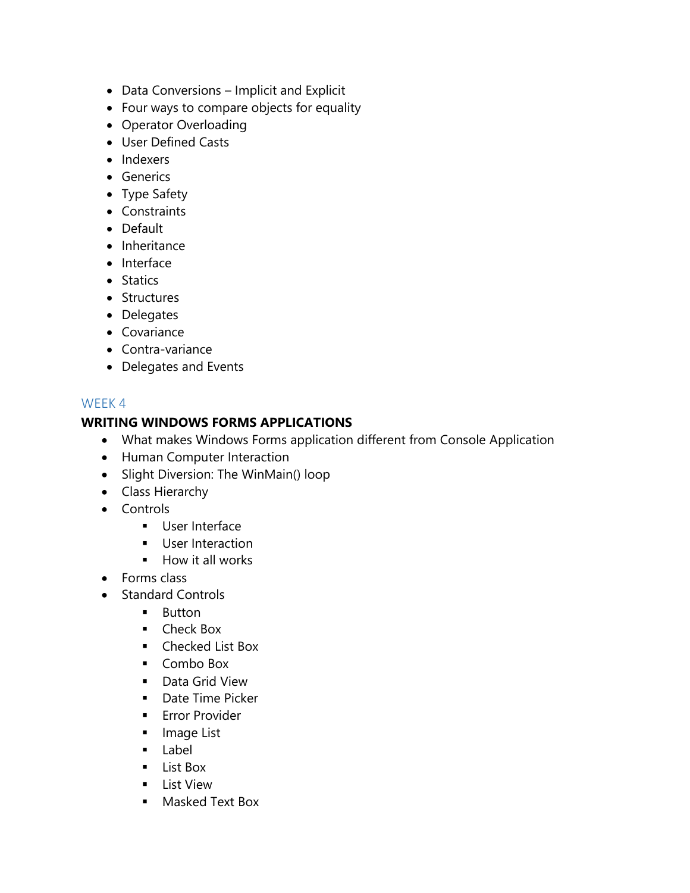- Data Conversions – Implicit and Explicit
- Four ways to compare objects for equality
- Operator Overloading
- User Defined Casts
- Indexers
- Generics
- Type Safety
- Constraints
- Default
- Inheritance
- Interface
- Statics
- Structures
- Delegates
- Covariance
- Contra-variance
- Delegates and Events

## WEEK 4

**WRITING WINDOWS FORMS APPLICATIONS**

- What makes Windows Forms application different from Console Application
- Human Computer Interaction
- Slight Diversion: The WinMain() loop
- Class Hierarchy
- Controls
    - User Interface
    - User Interaction
    - How it all works
- Forms class
- Standard Controls
    - Button
    - Check Box
    - Checked List Box
    - Combo Box
    - Data Grid View
    - Date Time Picker
    - Error Provider
    - Image List
    - Label
    - List Box
    - List View
    - Masked Text Box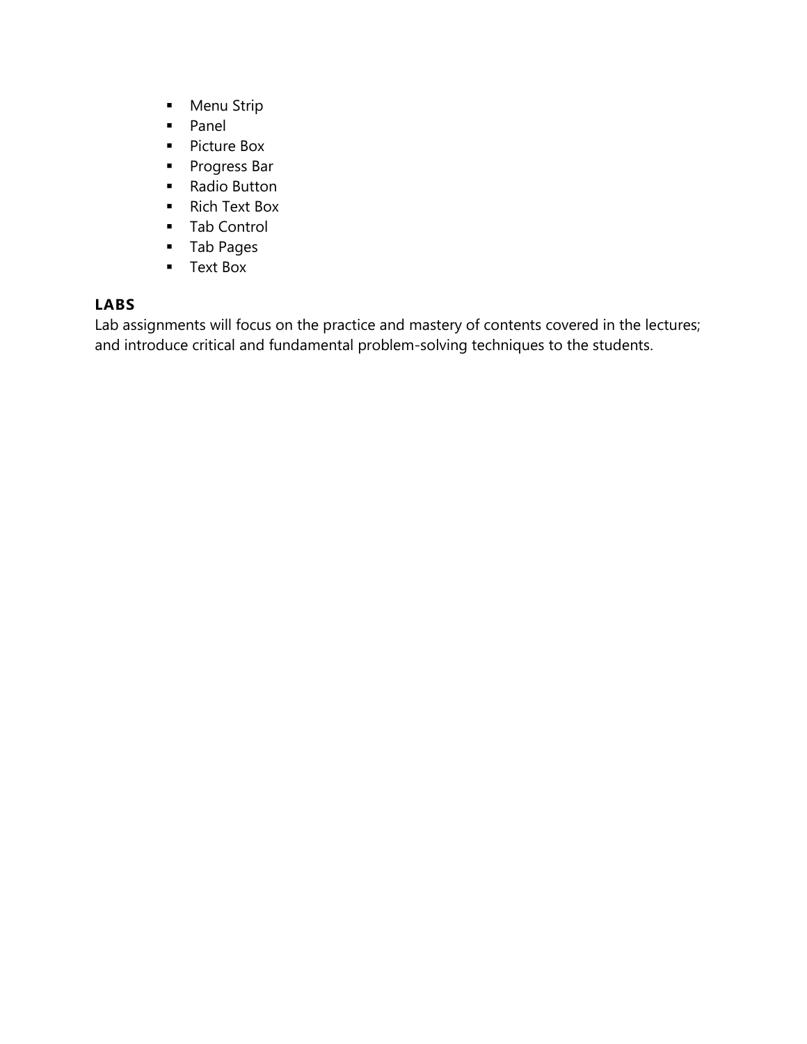- Menu Strip
- Panel
- Picture Box
- Progress Bar
- Radio Button
- Rich Text Box
- Tab Control
- Tab Pages
- Text Box

### LABS

Lab assignments will focus on the practice and mastery of contents covered in the lectures; and introduce critical and fundamental problem-solving techniques to the students.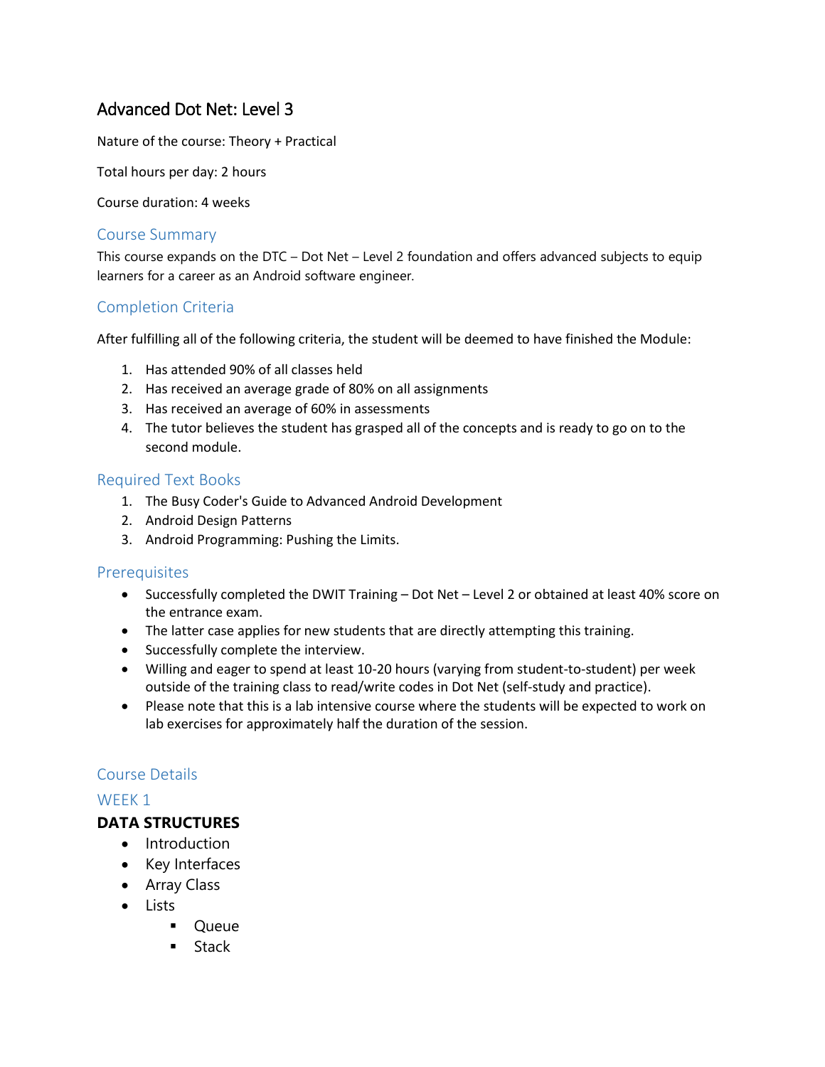# Advanced Dot Net: Level 3

Nature of the course: Theory + Practical

Total hours per day: 2 hours

Course duration: 4 weeks

## Course Summary

This course expands on the DTC – Dot Net – Level 2 foundation and offers advanced subjects to equip learners for a career as an Android software engineer.

## Completion Criteria

After fulfilling all of the following criteria, the student will be deemed to have finished the Module:

1. Has attended 90% of all classes held
2. Has received an average grade of 80% on all assignments
3. Has received an average of 60% in assessments
4. The tutor believes the student has grasped all of the concepts and is ready to go on to the second module.

## Required Text Books

1. The Busy Coder's Guide to Advanced Android Development
2. Android Design Patterns
3. Android Programming: Pushing the Limits.

## Prerequisites

- Successfully completed the DWIT Training – Dot Net – Level 2 or obtained at least 40% score on the entrance exam.
- The latter case applies for new students that are directly attempting this training.
- Successfully complete the interview.
- Willing and eager to spend at least 10-20 hours (varying from student-to-student) per week outside of the training class to read/write codes in Dot Net (self-study and practice).
- Please note that this is a lab intensive course where the students will be expected to work on lab exercises for approximately half the duration of the session.

## Course Details

## WEEK 1

**DATA STRUCTURES**

- Introduction
- Key Interfaces
- Array Class
- Lists
  - Queue
  - Stack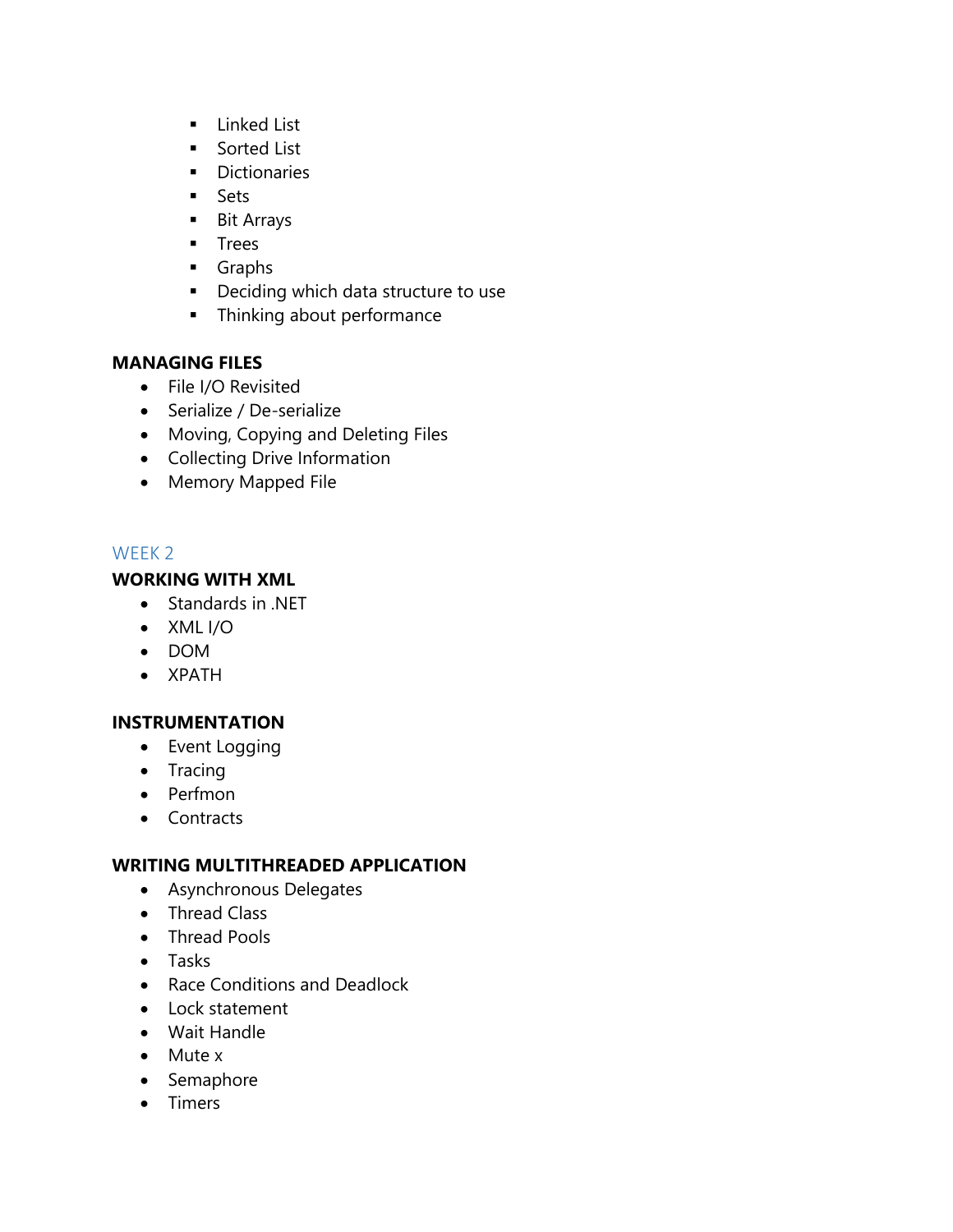- Linked List
- Sorted List
- Dictionaries
- Sets
- Bit Arrays
- Trees
- Graphs
- Deciding which data structure to use
- Thinking about performance

**MANAGING FILES**

- File I/O Revisited
- Serialize / De-serialize
- Moving, Copying and Deleting Files
- Collecting Drive Information
- Memory Mapped File

## WEEK 2

**WORKING WITH XML**

- Standards in .NET
- XML I/O
- DOM
- XPATH

**INSTRUMENTATION**

- Event Logging
- Tracing
- Perfmon
- Contracts

**WRITING MULTITHREADED APPLICATION**

- Asynchronous Delegates
- Thread Class
- Thread Pools
- Tasks
- Race Conditions and Deadlock
- Lock statement
- Wait Handle
- Mute x
- Semaphore
- Timers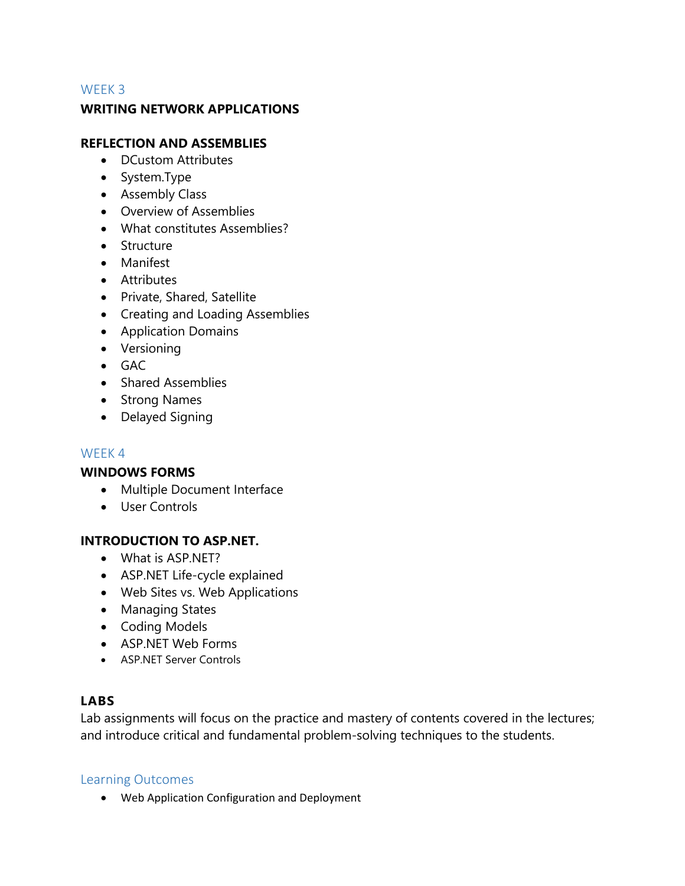## WEEK 3

**WRITING NETWORK APPLICATIONS**

**REFLECTION AND ASSEMBLIES**

- DCustom Attributes
- System.Type
- Assembly Class
- Overview of Assemblies
- What constitutes Assemblies?
- Structure
- Manifest
- Attributes
- Private, Shared, Satellite
- Creating and Loading Assemblies
- Application Domains
- Versioning
- GAC
- Shared Assemblies
- Strong Names
- Delayed Signing

## WEEK 4

**WINDOWS FORMS**

- Multiple Document Interface
- User Controls

**INTRODUCTION TO ASP.NET.**

- What is ASP.NET?
- ASP.NET Life-cycle explained
- Web Sites vs. Web Applications
- Managing States
- Coding Models
- ASP.NET Web Forms
- ASP.NET Server Controls

### LABS

Lab assignments will focus on the practice and mastery of contents covered in the lectures; and introduce critical and fundamental problem-solving techniques to the students.

## Learning Outcomes

- Web Application Configuration and Deployment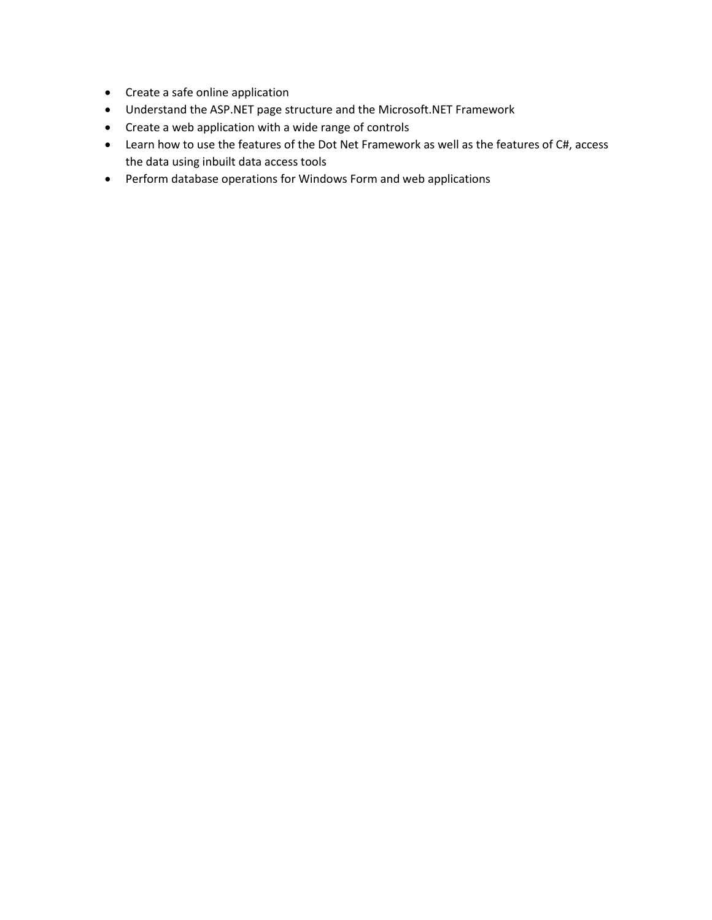- Create a safe online application
- Understand the ASP.NET page structure and the Microsoft.NET Framework
- Create a web application with a wide range of controls
- Learn how to use the features of the Dot Net Framework as well as the features of C#, access the data using inbuilt data access tools
- Perform database operations for Windows Form and web applications